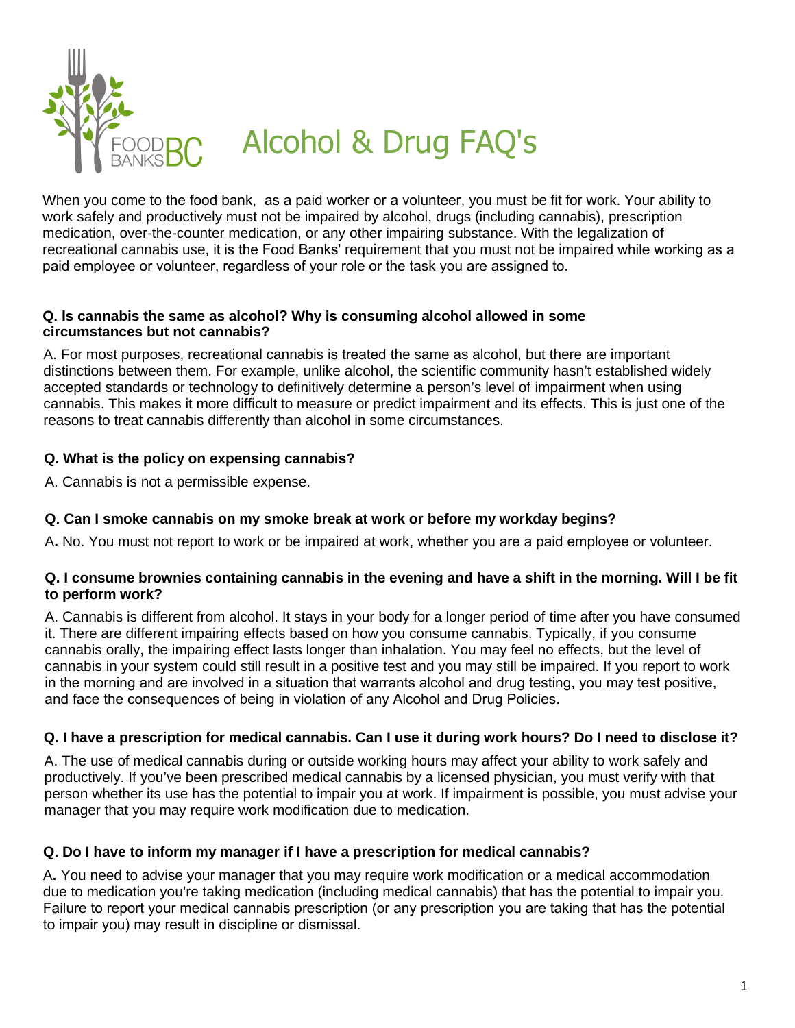# Alcohol & Drug FAQ's

When you come to the food bank, as a paid worker or a volunteer, you must be fit for work. Your ability to work safely and productively must not be impaired by alcohol, drugs (including cannabis), prescription medication, over-the-counter medication, or any other impairing substance. With the legalization of recreational cannabis use, it is the Food Banks' requirement that you must not be impaired while working as a paid employee or volunteer, regardless of your role or the task you are assigned to.

**Q. Is cannabis the same as alcohol? Why is consuming alcohol allowed in some circumstances but not cannabis?**

A. For most purposes, recreational cannabis is treated the same as alcohol, but there are important distinctions between them. For example, unlike alcohol, the scientific community hasn't established widely accepted standards or technology to definitively determine a person's level of impairment when using cannabis. This makes it more difficult to measure or predict impairment and its effects. This is just one of the reasons to treat cannabis differently than alcohol in some circumstances.

**Q. What is the policy on expensing cannabis?**

A. Cannabis is not a permissible expense.

**Q. Can I smoke cannabis on my smoke break at work or before my workday begins?**

A**.** No. You must not report to work or be impaired at work, whether you are a paid employee or volunteer.

**Q. I consume brownies containing cannabis in the evening and have a shift in the morning. Will I be fit to perform work?**

A. Cannabis is different from alcohol. It stays in your body for a longer period of time after you have consumed it. There are different impairing effects based on how you consume cannabis. Typically, if you consume cannabis orally, the impairing effect lasts longer than inhalation. You may feel no effects, but the level of cannabis in your system could still result in a positive test and you may still be impaired. If you report to work in the morning and are involved in a situation that warrants alcohol and drug testing, you may test positive, and face the consequences of being in violation of any Alcohol and Drug Policies.

**Q. I have a prescription for medical cannabis. Can I use it during work hours? Do I need to disclose it?**

A. The use of medical cannabis during or outside working hours may affect your ability to work safely and productively. If you've been prescribed medical cannabis by a licensed physician, you must verify with that person whether its use has the potential to impair you at work. If impairment is possible, you must advise your manager that you may require work modification due to medication.

**Q. Do I have to inform my manager if I have a prescription for medical cannabis?**

A**.** You need to advise your manager that you may require work modification or a medical accommodation due to medication you're taking medication (including medical cannabis) that has the potential to impair you. Failure to report your medical cannabis prescription (or any prescription you are taking that has the potential to impair you) may result in discipline or dismissal.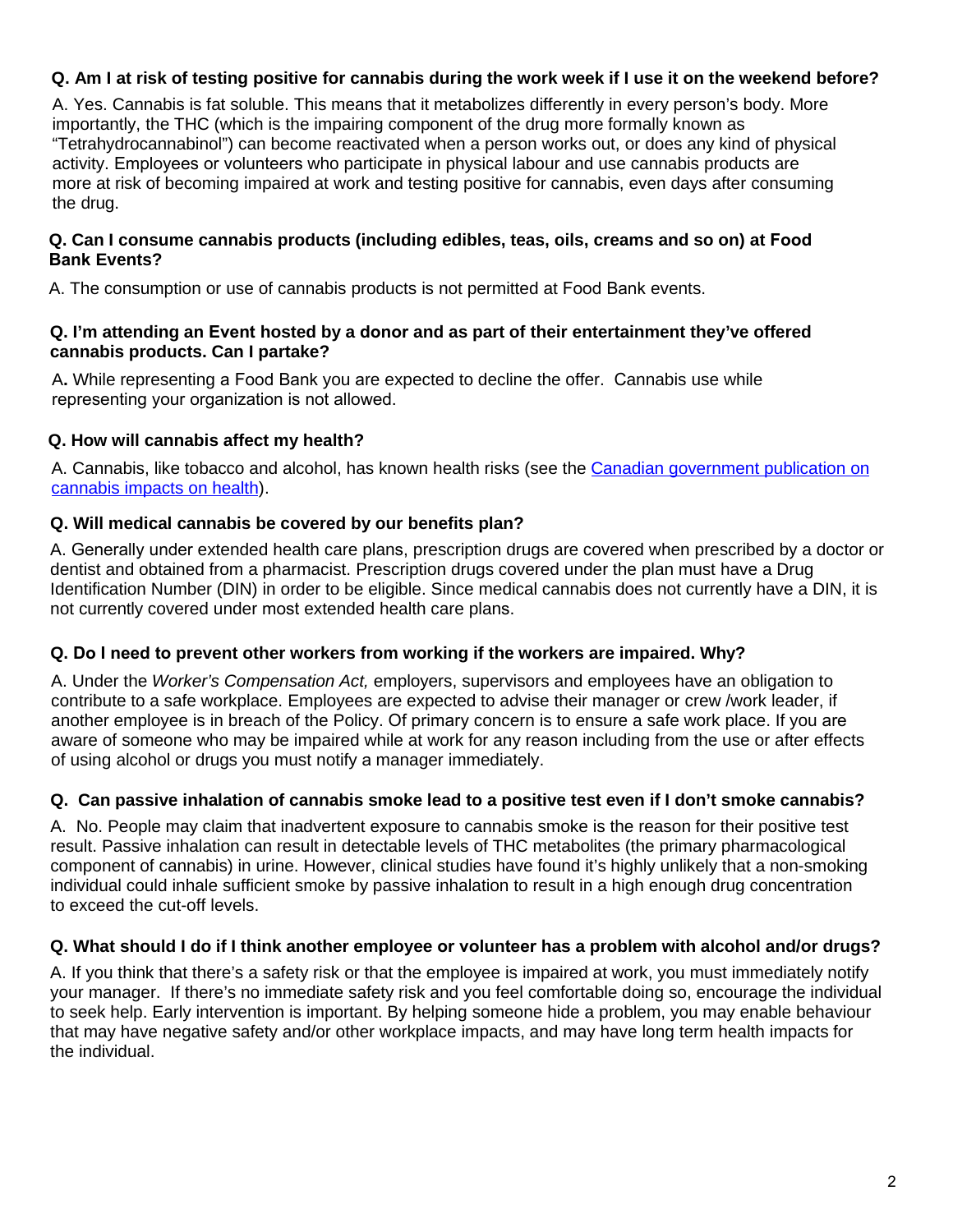**Q. Am I at risk of testing positive for cannabis during the work week if I use it on the weekend before?**

A. Yes. Cannabis is fat soluble. This means that it metabolizes differently in every person's body. More importantly, the THC (which is the impairing component of the drug more formally known as "Tetrahydrocannabinol") can become reactivated when a person works out, or does any kind of physical activity. Employees or volunteers who participate in physical labour and use cannabis products are more at risk of becoming impaired at work and testing positive for cannabis, even days after consuming the drug.

**Q. Can I consume cannabis products (including edibles, teas, oils, creams and so on) at Food Bank Events?**

A. The consumption or use of cannabis products is not permitted at Food Bank events.

**Q. I'm attending an Event hosted by a donor and as part of their entertainment they've offered cannabis products. Can I partake?**

A**.** While representing a Food Bank you are expected to decline the offer. Cannabis use while representing your organization is not allowed.

**Q. How will cannabis affect my health?**

A. Cannabis, like tobacco and alcohol, has known health risks (see the [Canadian government publication on cannabis impacts on health]()).

**Q. Will medical cannabis be covered by our benefits plan?**

A. Generally under extended health care plans, prescription drugs are covered when prescribed by a doctor or dentist and obtained from a pharmacist. Prescription drugs covered under the plan must have a Drug Identification Number (DIN) in order to be eligible. Since medical cannabis does not currently have a DIN, it is not currently covered under most extended health care plans.

**Q. Do I need to prevent other workers from working if the workers are impaired. Why?**

A. Under the *Worker's Compensation Act,* employers, supervisors and employees have an obligation to contribute to a safe workplace. Employees are expected to advise their manager or crew /work leader, if another employee is in breach of the Policy. Of primary concern is to ensure a safe work place. If you are aware of someone who may be impaired while at work for any reason including from the use or after effects of using alcohol or drugs you must notify a manager immediately.

**Q. Can passive inhalation of cannabis smoke lead to a positive test even if I don't smoke cannabis?**

A. No. People may claim that inadvertent exposure to cannabis smoke is the reason for their positive test result. Passive inhalation can result in detectable levels of THC metabolites (the primary pharmacological component of cannabis) in urine. However, clinical studies have found it's highly unlikely that a non-smoking individual could inhale sufficient smoke by passive inhalation to result in a high enough drug concentration to exceed the cut-off levels.

**Q. What should I do if I think another employee or volunteer has a problem with alcohol and/or drugs?**

A. If you think that there's a safety risk or that the employee is impaired at work, you must immediately notify your manager. If there's no immediate safety risk and you feel comfortable doing so, encourage the individual to seek help. Early intervention is important. By helping someone hide a problem, you may enable behaviour that may have negative safety and/or other workplace impacts, and may have long term health impacts for the individual.